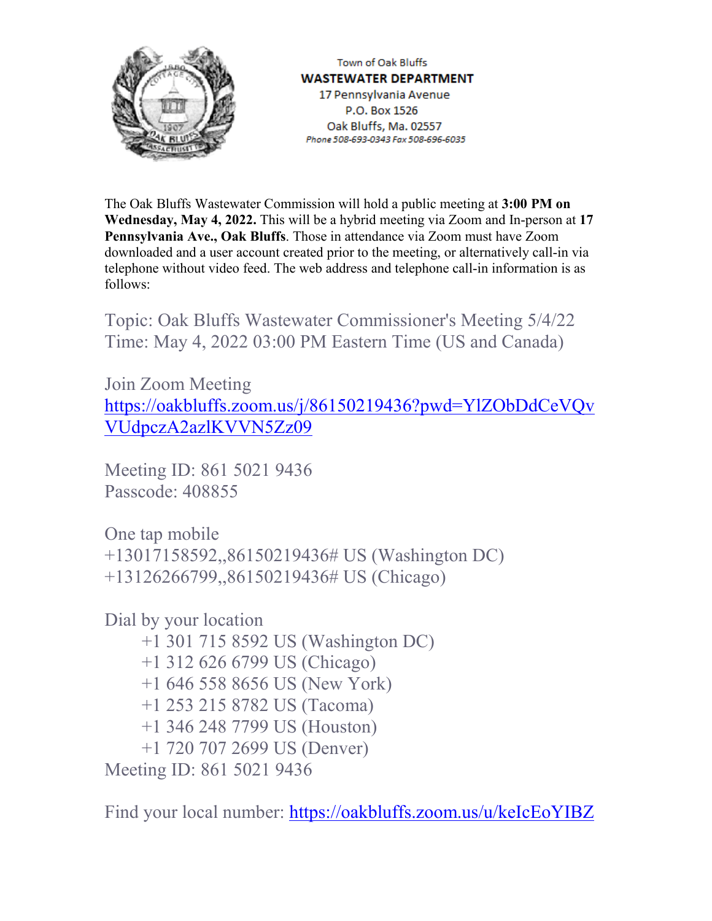Town of Oak Bluffs
**WASTEWATER DEPARTMENT**
17 Pennsylvania Avenue
P.O. Box 1526
Oak Bluffs, Ma. 02557
*Phone 508-693-0343 Fax 508-696-6035*

The Oak Bluffs Wastewater Commission will hold a public meeting at **3:00 PM on Wednesday, May 4, 2022.** This will be a hybrid meeting via Zoom and In-person at **17 Pennsylvania Ave., Oak Bluffs**. Those in attendance via Zoom must have Zoom downloaded and a user account created prior to the meeting, or alternatively call-in via telephone without video feed. The web address and telephone call-in information is as follows:

Topic: Oak Bluffs Wastewater Commissioner's Meeting 5/4/22
Time: May 4, 2022 03:00 PM Eastern Time (US and Canada)

Join Zoom Meeting
https://oakbluffs.zoom.us/j/86150219436?pwd=YlZObDdCeVQvVUdpczA2azlKVVN5Zz09

Meeting ID: 861 5021 9436
Passcode: 408855

One tap mobile
+13017158592,,86150219436# US (Washington DC)
+13126266799,,86150219436# US (Chicago)

Dial by your location
+1 301 715 8592 US (Washington DC)
+1 312 626 6799 US (Chicago)
+1 646 558 8656 US (New York)
+1 253 215 8782 US (Tacoma)
+1 346 248 7799 US (Houston)
+1 720 707 2699 US (Denver)
Meeting ID: 861 5021 9436

Find your local number: https://oakbluffs.zoom.us/u/keIcEoYIBZ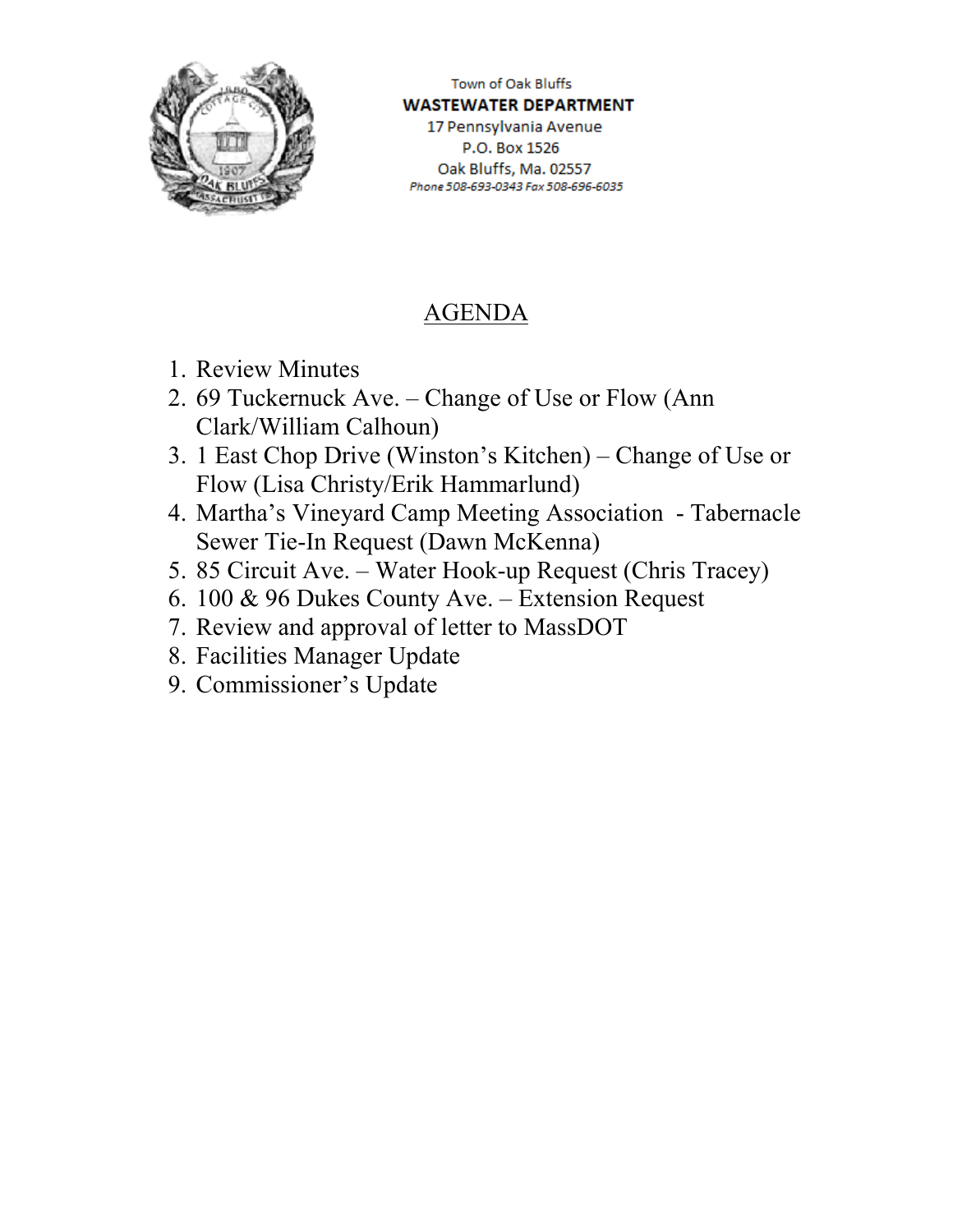Town of Oak Bluffs
**WASTEWATER DEPARTMENT**
17 Pennsylvania Avenue
P.O. Box 1526
Oak Bluffs, Ma. 02557
*Phone 508-693-0343 Fax 508-696-6035*

# AGENDA

1. Review Minutes
2. 69 Tuckernuck Ave. – Change of Use or Flow (Ann Clark/William Calhoun)
3. 1 East Chop Drive (Winston's Kitchen) – Change of Use or Flow (Lisa Christy/Erik Hammarlund)
4. Martha's Vineyard Camp Meeting Association - Tabernacle Sewer Tie-In Request (Dawn McKenna)
5. 85 Circuit Ave. – Water Hook-up Request (Chris Tracey)
6. 100 & 96 Dukes County Ave. – Extension Request
7. Review and approval of letter to MassDOT
8. Facilities Manager Update
9. Commissioner's Update